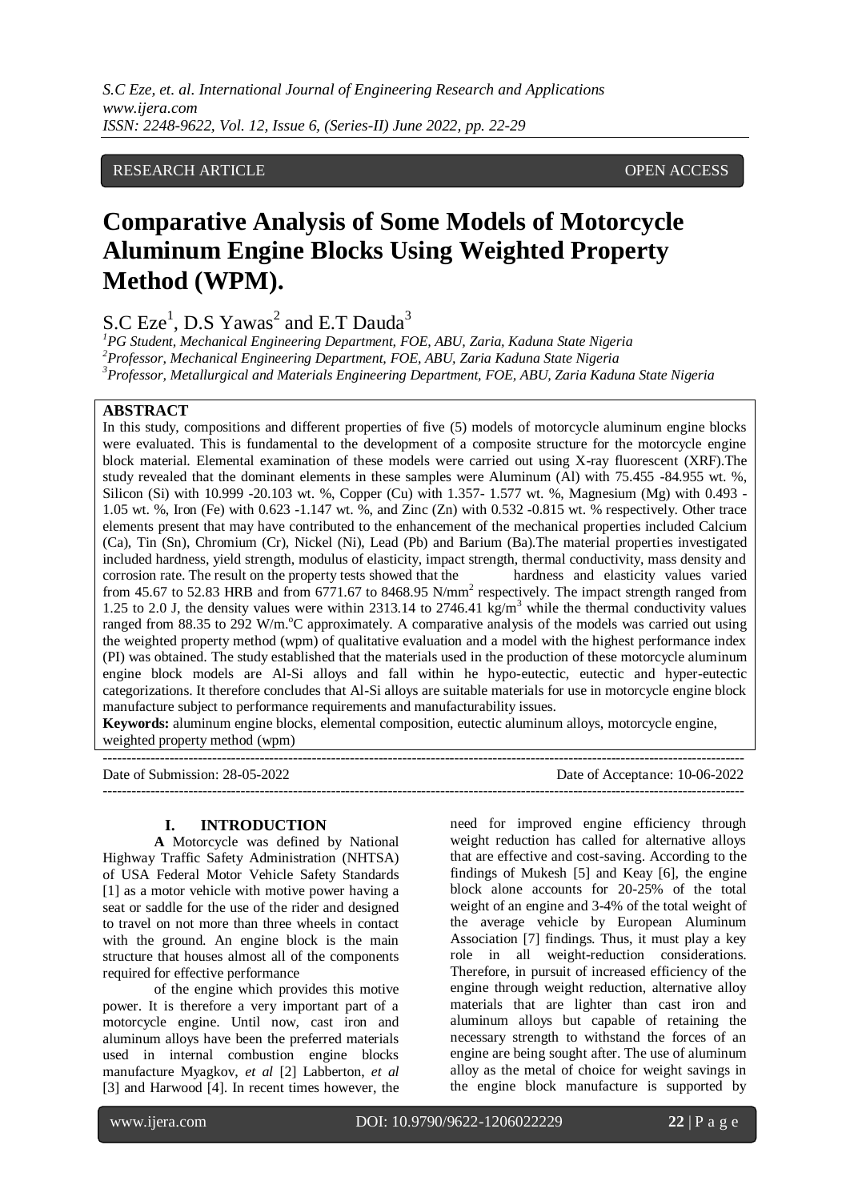RESEARCH ARTICLE OPEN ACCESS

# Comparative Analysis of Some Models of Motorcycle Aluminum Engine Blocks Using Weighted Property Method (WPM).

S.C Eze[1], D.S Yawas[2] and E.T Dauda[3]

[1]*PG Student, Mechanical Engineering Department, FOE, ABU, Zaria, Kaduna State Nigeria*
[2]*Professor, Mechanical Engineering Department, FOE, ABU, Zaria Kaduna State Nigeria*
[3]*Professor, Metallurgical and Materials Engineering Department, FOE, ABU, Zaria Kaduna State Nigeria*

## ABSTRACT

In this study, compositions and different properties of five (5) models of motorcycle aluminum engine blocks were evaluated. This is fundamental to the development of a composite structure for the motorcycle engine block material. Elemental examination of these models were carried out using X-ray fluorescent (XRF).The study revealed that the dominant elements in these samples were Aluminum (Al) with 75.455 -84.955 wt. %, Silicon (Si) with 10.999 -20.103 wt. %, Copper (Cu) with 1.357- 1.577 wt. %, Magnesium (Mg) with 0.493 - 1.05 wt. %, Iron (Fe) with 0.623 -1.147 wt. %, and Zinc (Zn) with 0.532 -0.815 wt. % respectively. Other trace elements present that may have contributed to the enhancement of the mechanical properties included Calcium (Ca), Tin (Sn), Chromium (Cr), Nickel (Ni), Lead (Pb) and Barium (Ba).The material properties investigated included hardness, yield strength, modulus of elasticity, impact strength, thermal conductivity, mass density and corrosion rate. The result on the property tests showed that the hardness and elasticity values varied from 45.67 to 52.83 HRB and from 6771.67 to 8468.95 N/mm$^2$ respectively. The impact strength ranged from 1.25 to 2.0 J, the density values were within 2313.14 to 2746.41 kg/m$^3$ while the thermal conductivity values ranged from 88.35 to 292 W/m.$^o$C approximately. A comparative analysis of the models was carried out using the weighted property method (wpm) of qualitative evaluation and a model with the highest performance index (PI) was obtained. The study established that the materials used in the production of these motorcycle aluminum engine block models are Al-Si alloys and fall within he hypo-eutectic, eutectic and hyper-eutectic categorizations. It therefore concludes that Al-Si alloys are suitable materials for use in motorcycle engine block manufacture subject to performance requirements and manufacturability issues.

**Keywords:** aluminum engine blocks, elemental composition, eutectic aluminum alloys, motorcycle engine, weighted property method (wpm)

---

Date of Submission: 28-05-2022 Date of Acceptance: 10-06-2022

---

## I. INTRODUCTION

**A** Motorcycle was defined by National Highway Traffic Safety Administration (NHTSA) of USA Federal Motor Vehicle Safety Standards [1] as a motor vehicle with motive power having a seat or saddle for the use of the rider and designed to travel on not more than three wheels in contact with the ground. An engine block is the main structure that houses almost all of the components required for effective performance of the engine which provides this motive power. It is therefore a very important part of a motorcycle engine. Until now, cast iron and aluminum alloys have been the preferred materials used in internal combustion engine blocks manufacture Myagkov, *et al* [2] Labberton, *et al* [3] and Harwood [4]. In recent times however, the need for improved engine efficiency through weight reduction has called for alternative alloys that are effective and cost-saving. According to the findings of Mukesh [5] and Keay [6], the engine block alone accounts for 20-25% of the total weight of an engine and 3-4% of the total weight of the average vehicle by European Aluminum Association [7] findings. Thus, it must play a key role in all weight-reduction considerations. Therefore, in pursuit of increased efficiency of the engine through weight reduction, alternative alloy materials that are lighter than cast iron and aluminum alloys but capable of retaining the necessary strength to withstand the forces of an engine are being sought after. The use of aluminum alloy as the metal of choice for weight savings in the engine block manufacture is supported by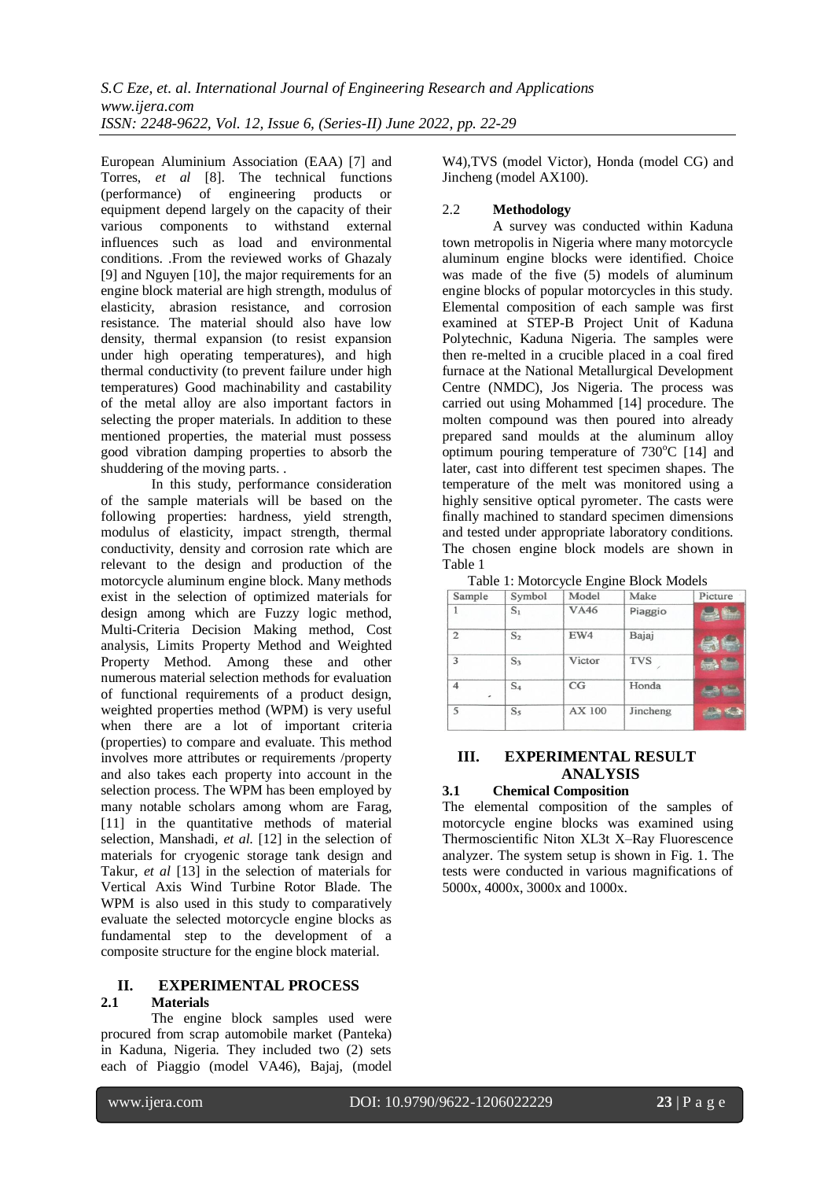European Aluminium Association (EAA) [7] and Torres, *et al* [8]. The technical functions (performance) of engineering products or equipment depend largely on the capacity of their various components to withstand external influences such as load and environmental conditions. .From the reviewed works of Ghazaly [9] and Nguyen [10], the major requirements for an engine block material are high strength, modulus of elasticity, abrasion resistance, and corrosion resistance. The material should also have low density, thermal expansion (to resist expansion under high operating temperatures), and high thermal conductivity (to prevent failure under high temperatures) Good machinability and castability of the metal alloy are also important factors in selecting the proper materials. In addition to these mentioned properties, the material must possess good vibration damping properties to absorb the shuddering of the moving parts. .

In this study, performance consideration of the sample materials will be based on the following properties: hardness, yield strength, modulus of elasticity, impact strength, thermal conductivity, density and corrosion rate which are relevant to the design and production of the motorcycle aluminum engine block. Many methods exist in the selection of optimized materials for design among which are Fuzzy logic method, Multi-Criteria Decision Making method, Cost analysis, Limits Property Method and Weighted Property Method. Among these and other numerous material selection methods for evaluation of functional requirements of a product design, weighted properties method (WPM) is very useful when there are a lot of important criteria (properties) to compare and evaluate. This method involves more attributes or requirements /property and also takes each property into account in the selection process. The WPM has been employed by many notable scholars among whom are Farag, [11] in the quantitative methods of material selection, Manshadi, *et al.* [12] in the selection of materials for cryogenic storage tank design and Takur, *et al* [13] in the selection of materials for Vertical Axis Wind Turbine Rotor Blade. The WPM is also used in this study to comparatively evaluate the selected motorcycle engine blocks as fundamental step to the development of a composite structure for the engine block material.

## II. EXPERIMENTAL PROCESS

### 2.1 Materials

The engine block samples used were procured from scrap automobile market (Panteka) in Kaduna, Nigeria. They included two (2) sets each of Piaggio (model VA46), Bajaj, (model W4),TVS (model Victor), Honda (model CG) and Jincheng (model AX100).

### 2.2 Methodology

A survey was conducted within Kaduna town metropolis in Nigeria where many motorcycle aluminum engine blocks were identified. Choice was made of the five (5) models of aluminum engine blocks of popular motorcycles in this study. Elemental composition of each sample was first examined at STEP-B Project Unit of Kaduna Polytechnic, Kaduna Nigeria. The samples were then re-melted in a crucible placed in a coal fired furnace at the National Metallurgical Development Centre (NMDC), Jos Nigeria. The process was carried out using Mohammed [14] procedure. The molten compound was then poured into already prepared sand moulds at the aluminum alloy optimum pouring temperature of 730°C [14] and later, cast into different test specimen shapes. The temperature of the melt was monitored using a highly sensitive optical pyrometer. The casts were finally machined to standard specimen dimensions and tested under appropriate laboratory conditions. The chosen engine block models are shown in Table 1

Table 1: Motorcycle Engine Block Models

| Sample | Symbol | Model | Make | Picture |
|---|---|---|---|---|
| 1 | $S_1$ | VA46 | Piaggio | |
| 2 | $S_2$ | EW4 | Bajaj | |
| 3 | $S_3$ | Victor | TVS | |
| 4 | $S_4$ | CG | Honda | |
| 5 | $S_5$ | AX 100 | Jincheng | |

## III. EXPERIMENTAL RESULT ANALYSIS

### 3.1 Chemical Composition

The elemental composition of the samples of motorcycle engine blocks was examined using Thermoscientific Niton XL3t X–Ray Fluorescence analyzer. The system setup is shown in Fig. 1. The tests were conducted in various magnifications of 5000x, 4000x, 3000x and 1000x.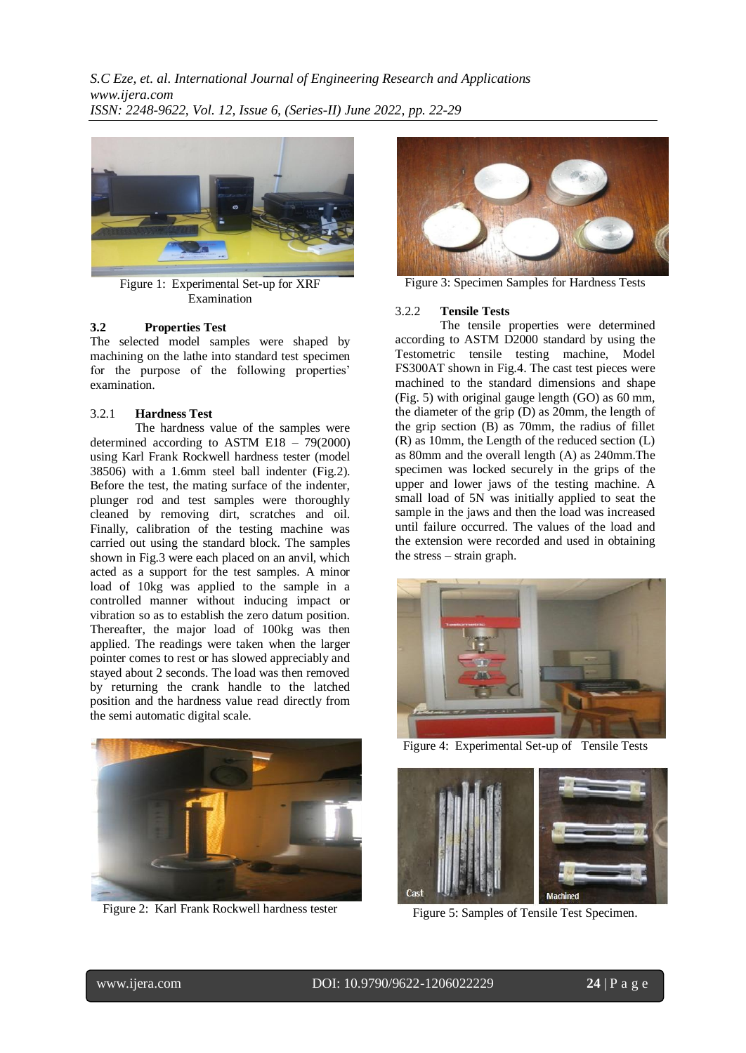Figure 1: Experimental Set-up for XRF Examination

### 3.2 Properties Test

The selected model samples were shaped by machining on the lathe into standard test specimen for the purpose of the following properties' examination.

#### 3.2.1 Hardness Test

The hardness value of the samples were determined according to ASTM E18 – 79(2000) using Karl Frank Rockwell hardness tester (model 38506) with a 1.6mm steel ball indenter (Fig.2). Before the test, the mating surface of the indenter, plunger rod and test samples were thoroughly cleaned by removing dirt, scratches and oil. Finally, calibration of the testing machine was carried out using the standard block. The samples shown in Fig.3 were each placed on an anvil, which acted as a support for the test samples. A minor load of 10kg was applied to the sample in a controlled manner without inducing impact or vibration so as to establish the zero datum position. Thereafter, the major load of 100kg was then applied. The readings were taken when the larger pointer comes to rest or has slowed appreciably and stayed about 2 seconds. The load was then removed by returning the crank handle to the latched position and the hardness value read directly from the semi automatic digital scale.

Figure 2: Karl Frank Rockwell hardness tester

Figure 3: Specimen Samples for Hardness Tests

#### 3.2.2 Tensile Tests

The tensile properties were determined according to ASTM D2000 standard by using the Testometric tensile testing machine, Model FS300AT shown in Fig.4. The cast test pieces were machined to the standard dimensions and shape (Fig. 5) with original gauge length (GO) as 60 mm, the diameter of the grip (D) as 20mm, the length of the grip section (B) as 70mm, the radius of fillet (R) as 10mm, the Length of the reduced section (L) as 80mm and the overall length (A) as 240mm.The specimen was locked securely in the grips of the upper and lower jaws of the testing machine. A small load of 5N was initially applied to seat the sample in the jaws and then the load was increased until failure occurred. The values of the load and the extension were recorded and used in obtaining the stress – strain graph.

Figure 4: Experimental Set-up of Tensile Tests

Figure 5: Samples of Tensile Test Specimen.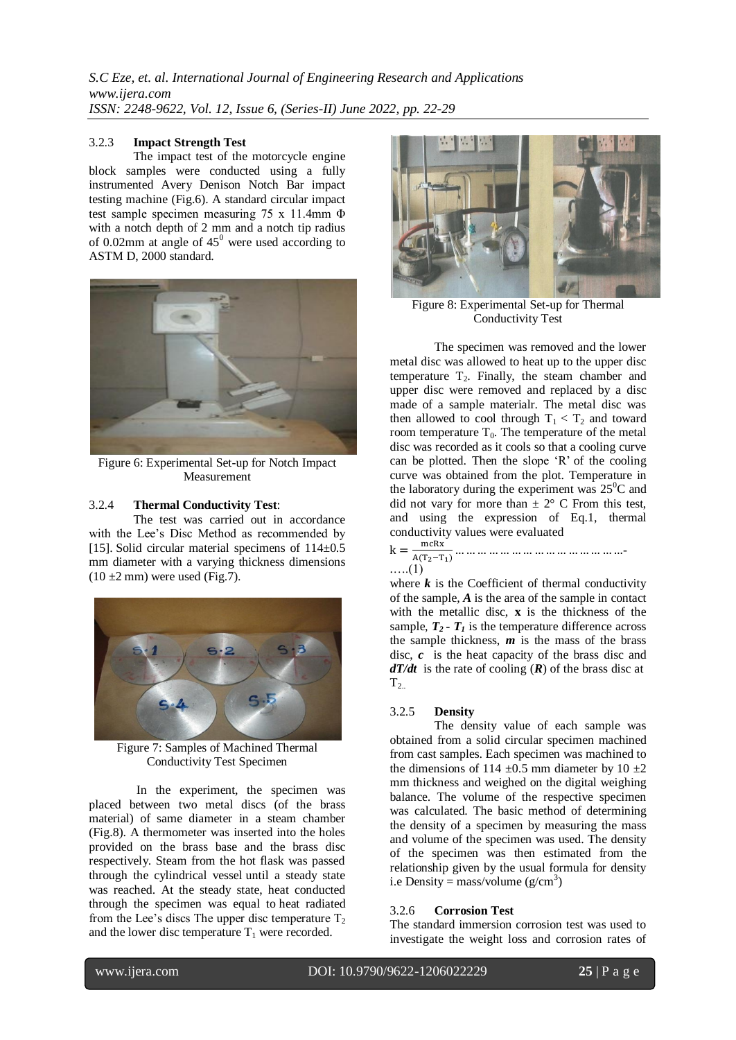### 3.2.3 Impact Strength Test

The impact test of the motorcycle engine block samples were conducted using a fully instrumented Avery Denison Notch Bar impact testing machine (Fig.6). A standard circular impact test sample specimen measuring 75 x 11.4mm Φ with a notch depth of 2 mm and a notch tip radius of 0.02mm at angle of $45^0$ were used according to ASTM D, 2000 standard.

Figure 6: Experimental Set-up for Notch Impact Measurement

### 3.2.4 Thermal Conductivity Test:

The test was carried out in accordance with the Lee's Disc Method as recommended by [15]. Solid circular material specimens of 114±0.5 mm diameter with a varying thickness dimensions (10 ±2 mm) were used (Fig.7).

Figure 7: Samples of Machined Thermal Conductivity Test Specimen

In the experiment, the specimen was placed between two metal discs (of the brass material) of same diameter in a steam chamber (Fig.8). A thermometer was inserted into the holes provided on the brass base and the brass disc respectively. Steam from the hot flask was passed through the cylindrical vessel until a steady state was reached. At the steady state, heat conducted through the specimen was equal to heat radiated from the Lee's discs The upper disc temperature $T_2$ and the lower disc temperature $T_1$ were recorded.

Figure 8: Experimental Set-up for Thermal Conductivity Test

The specimen was removed and the lower metal disc was allowed to heat up to the upper disc temperature $T_2$. Finally, the steam chamber and upper disc were removed and replaced by a disc made of a sample materialr. The metal disc was then allowed to cool through $T_1 < T_2$ and toward room temperature $T_0$. The temperature of the metal disc was recorded as it cools so that a cooling curve can be plotted. Then the slope 'R' of the cooling curve was obtained from the plot. Temperature in the laboratory during the experiment was $25^0$C and did not vary for more than ± 2° C From this test, and using the expression of Eq.1, thermal conductivity values were evaluated

$$k = \frac{mcRx}{A(T_2 - T_1)} \quad \ldots\ldots(1)$$

where $k$ is the Coefficient of thermal conductivity of the sample, $A$ is the area of the sample in contact with the metallic disc, **x** is the thickness of the sample, $T_2 - T_1$ is the temperature difference across the sample thickness, $m$ is the mass of the brass disc, $c$ is the heat capacity of the brass disc and $dT/dt$ is the rate of cooling ($R$) of the brass disc at $T_2$.

### 3.2.5 Density

The density value of each sample was obtained from a solid circular specimen machined from cast samples. Each specimen was machined to the dimensions of 114 ±0.5 mm diameter by 10 ±2 mm thickness and weighed on the digital weighing balance. The volume of the respective specimen was calculated. The basic method of determining the density of a specimen by measuring the mass and volume of the specimen was used. The density of the specimen was then estimated from the relationship given by the usual formula for density i.e Density = mass/volume (g/cm$^3$)

### 3.2.6 Corrosion Test

The standard immersion corrosion test was used to investigate the weight loss and corrosion rates of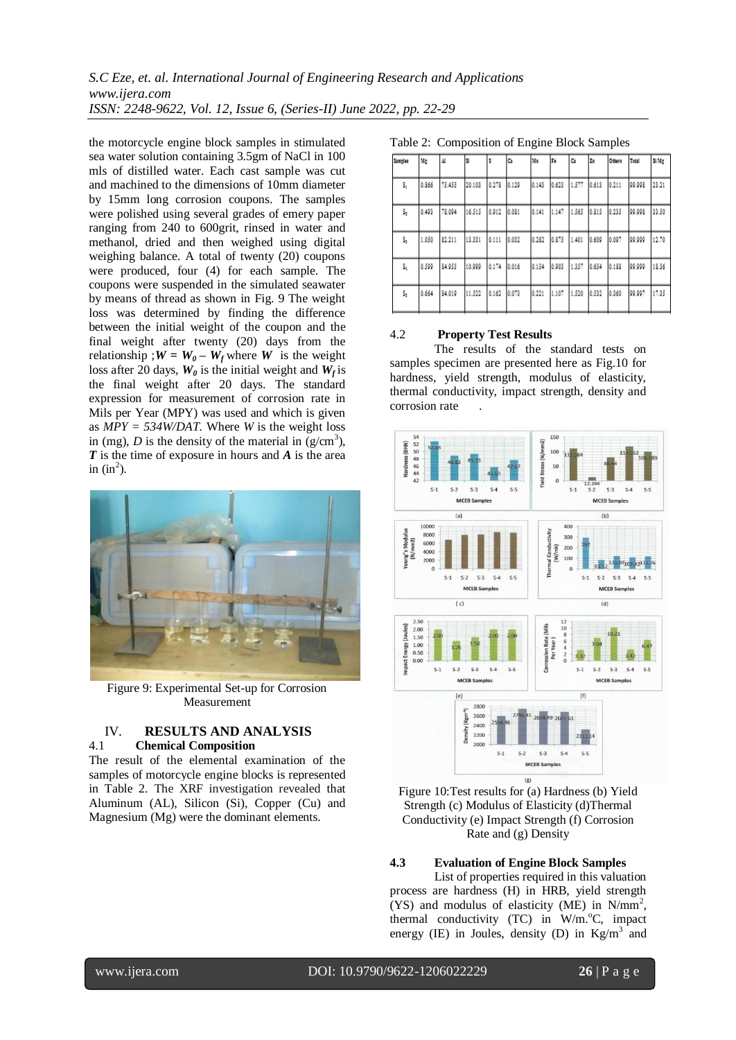the motorcycle engine block samples in stimulated sea water solution containing 3.5gm of NaCl in 100 mls of distilled water. Each cast sample was cut and machined to the dimensions of 10mm diameter by 15mm long corrosion coupons. The samples were polished using several grades of emery paper ranging from 240 to 600grit, rinsed in water and methanol, dried and then weighed using digital weighing balance. A total of twenty (20) coupons were produced, four (4) for each sample. The coupons were suspended in the simulated seawater by means of thread as shown in Fig. 9 The weight loss was determined by finding the difference between the initial weight of the coupon and the final weight after twenty (20) days from the relationship ; $W = W_0 - W_f$ where $W$ is the weight loss after 20 days, $W_0$ is the initial weight and $W_f$ is the final weight after 20 days. The standard expression for measurement of corrosion rate in Mils per Year (MPY) was used and which is given as $MPY = 534W/DAT$. Where $W$ is the weight loss in (mg), $D$ is the density of the material in (g/cm$^3$), $T$ is the time of exposure in hours and $A$ is the area in (in$^2$).

Figure 9: Experimental Set-up for Corrosion Measurement

## IV. RESULTS AND ANALYSIS

### 4.1 Chemical Composition

The result of the elemental examination of the samples of motorcycle engine blocks is represented in Table 2. The XRF investigation revealed that Aluminum (AL), Silicon (Si), Copper (Cu) and Magnesium (Mg) were the dominant elements.

Table 2: Composition of Engine Block Samples

| Samples | Mg | Al | Si | S | Ca | Mn | Fe | Cu | Zn | Others | Total | Si/Mg |
|---|---|---|---|---|---|---|---|---|---|---|---|---|
| $S_1$ | 0.866 | 75.455 | 20.103 | 0.278 | 0.129 | 0.143 | 0.623 | 1.577 | 0.613 | 0.211 | 99.998 | 23.21 |
| $S_2$ | 0.493 | 78.094 | 16.515 | 0.912 | 0.081 | 0.141 | 1.147 | 1.565 | 0.815 | 0.235 | 99.998 | 33.50 |
| $S_3$ | 1.050 | 82.211 | 13.331 | 0.111 | 0.032 | 0.282 | 0.875 | 1.401 | 0.609 | 0.097 | 99.999 | 12.70 |
| $S_4$ | 0.599 | 84.935 | 10.999 | 0.174 | 0.016 | 0.154 | 0.903 | 1.357 | 0.654 | 0.188 | 99.999 | 18.36 |
| $S_5$ | 0.664 | 84.019 | 11.522 | 0.162 | 0.073 | 0.221 | 1.107 | 1.520 | 0.532 | 0.360 | 99.997 | 17.35 |

### 4.2 Property Test Results

The results of the standard tests on samples specimen are presented here as Fig.10 for hardness, yield strength, modulus of elasticity, thermal conductivity, impact strength, density and corrosion rate .

Figure 10:Test results for (a) Hardness (b) Yield Strength (c) Modulus of Elasticity (d)Thermal Conductivity (e) Impact Strength (f) Corrosion Rate and (g) Density

### 4.3 Evaluation of Engine Block Samples

List of properties required in this valuation process are hardness (H) in HRB, yield strength (YS) and modulus of elasticity (ME) in N/mm$^2$, thermal conductivity (TC) in W/m.$^o$C, impact energy (IE) in Joules, density (D) in Kg/m$^3$ and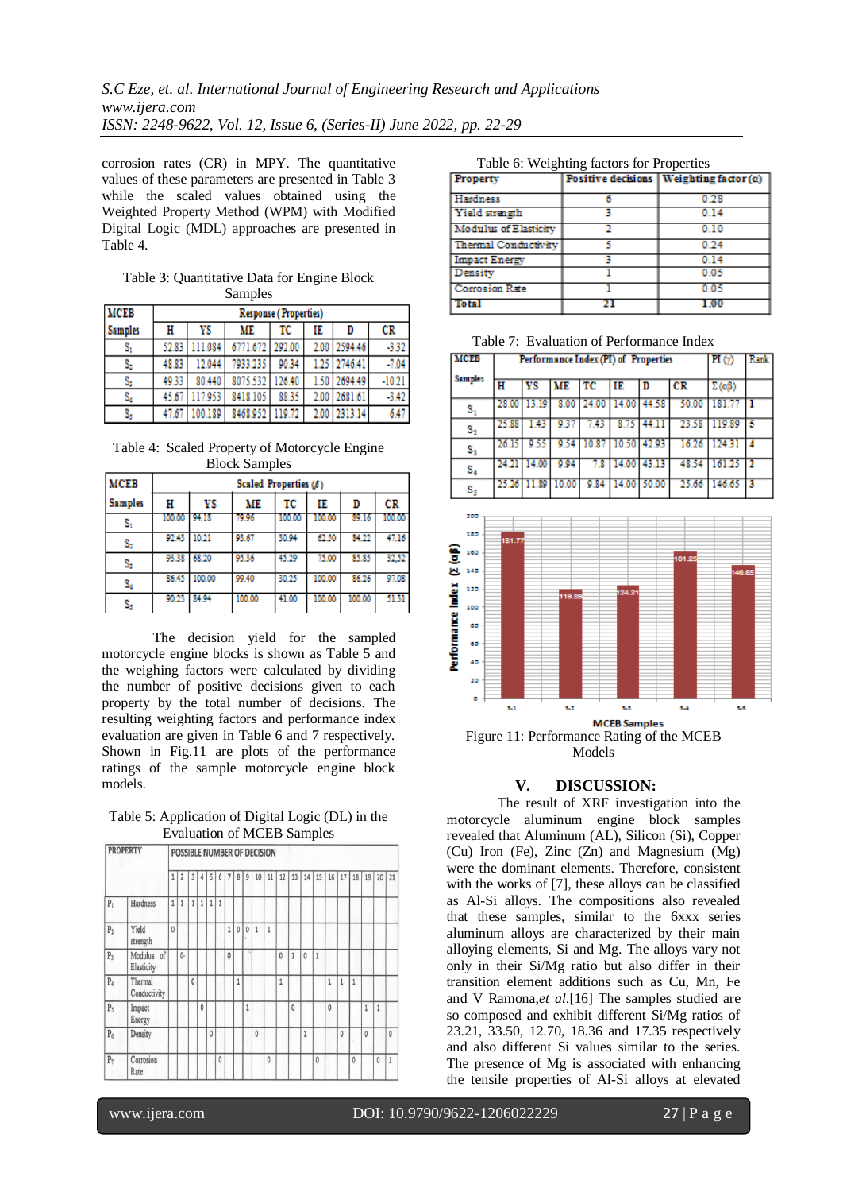corrosion rates (CR) in MPY. The quantitative values of these parameters are presented in Table 3 while the scaled values obtained using the Weighted Property Method (WPM) with Modified Digital Logic (MDL) approaches are presented in Table 4.

Table **3**: Quantitative Data for Engine Block Samples

| MCEB Samples | Response (Properties) | | | | | | |
|---|---|---|---|---|---|---|---|
| | H | YS | ME | TC | IE | D | CR |
| $S_1$ | 52.83 | 111.084 | 6771.672 | 292.00 | 2.00 | 2594.46 | -3.32 |
| $S_2$ | 48.83 | 12.044 | 7933.235 | 90.34 | 1.25 | 2746.41 | -7.04 |
| $S_3$ | 49.33 | 80.440 | 8075.532 | 126.40 | 1.50 | 2694.49 | -10.21 |
| $S_4$ | 45.67 | 117.953 | 8418.105 | 88.35 | 2.00 | 2681.61 | -3.42 |
| $S_5$ | 47.67 | 100.189 | 8468.952 | 119.72 | 2.00 | 2313.14 | 6.47 |

Table 4: Scaled Property of Motorcycle Engine Block Samples

| MCEB Samples | Scaled Properties ($\beta$) | | | | | | |
|---|---|---|---|---|---|---|---|
| | H | YS | ME | TC | IE | D | CR |
| $S_1$ | 100.00 | 94.18 | 79.96 | 100.00 | 100.00 | 89.16 | 100.00 |
| $S_2$ | 92.43 | 10.21 | 93.67 | 30.94 | 62.50 | 84.22 | 47.16 |
| $S_3$ | 93.38 | 68.20 | 95.36 | 45.29 | 75.00 | 85.85 | 32.52 |
| $S_4$ | 86.45 | 100.00 | 99.40 | 30.25 | 100.00 | 86.26 | 97.08 |
| $S_5$ | 90.23 | 84.94 | 100.00 | 41.00 | 100.00 | 100.00 | 51.31 |

The decision yield for the sampled motorcycle engine blocks is shown as Table 5 and the weighing factors were calculated by dividing the number of positive decisions given to each property by the total number of decisions. The resulting weighting factors and performance index evaluation are given in Table 6 and 7 respectively. Shown in Fig.11 are plots of the performance ratings of the sample motorcycle engine block models.

Table 5: Application of Digital Logic (DL) in the Evaluation of MCEB Samples

| PROPERTY | | POSSIBLE NUMBER OF DECISION | | | | | | | | | | | | | | | | | | | | |
|---|---|---|---|---|---|---|---|---|---|---|---|---|---|---|---|---|---|---|---|---|---|---|
| | | 1 | 2 | 3 | 4 | 5 | 6 | 7 | 8 | 9 | 10 | 11 | 12 | 13 | 14 | 15 | 16 | 17 | 18 | 19 | 20 | 21 |
| $P_1$ | Hardness | 1 | 1 | 1 | 1 | 1 | 1 | | | | | | | | | | | | | | | |
| $P_2$ | Yield strength | 0 | | | | | | 1 | 0 | 0 | 1 | 1 | | | | | | | | | | |
| $P_3$ | Modulus of Elasticity | | 0 | | | | | 0 | | | | | 0 | 1 | 0 | 1 | | | | | | |
| $P_4$ | Thermal Conductivity | | | 0 | | | | | 1 | | | | 1 | | | | 1 | 1 | 1 | | | |
| $P_5$ | Impact Energy | | | | 0 | | | | | 1 | | | | 0 | | | 0 | | | 1 | 1 | |
| $P_6$ | Density | | | | | 0 | | | | | 0 | | | | 1 | | | 0 | | 0 | | 0 |
| $P_7$ | Corrosion Rate | | | | | | 0 | | | | | 0 | | | | 0 | | | 0 | | 0 | 1 |

Table 6: Weighting factors for Properties

| Property | Positive decisions | Weighting factor ($\alpha$) |
|---|---|---|
| Hardness | 6 | 0.28 |
| Yield strength | 3 | 0.14 |
| Modulus of Elasticity | 2 | 0.10 |
| Thermal Conductivity | 5 | 0.24 |
| Impact Energy | 3 | 0.14 |
| Density | 1 | 0.05 |
| Corrosion Rate | 1 | 0.05 |
| **Total** | **21** | **1.00** |

Table 7: Evaluation of Performance Index

| MCEB Samples | Performance Index (PI) of Properties | | | | | | | PI ($\gamma$) | Rank |
|---|---|---|---|---|---|---|---|---|---|
| | H | YS | ME | TC | IE | D | CR | $\Sigma(\alpha\beta)$ | |
| $S_1$ | 28.00 | 13.19 | 8.00 | 24.00 | 14.00 | 44.58 | 50.00 | 181.77 | 1 |
| $S_2$ | 25.88 | 1.43 | 9.37 | 7.43 | 8.75 | 44.11 | 23.58 | 119.89 | 5 |
| $S_3$ | 26.15 | 9.55 | 9.54 | 10.87 | 10.50 | 42.93 | 16.26 | 124.31 | 4 |
| $S_4$ | 24.21 | 14.00 | 9.94 | 7.8 | 14.00 | 43.13 | 48.54 | 161.25 | 2 |
| $S_5$ | 25.26 | 11.89 | 10.00 | 9.84 | 14.00 | 50.00 | 25.66 | 146.65 | 3 |

Figure 11: Performance Rating of the MCEB Models

## V. DISCUSSION:

The result of XRF investigation into the motorcycle aluminum engine block samples revealed that Aluminum (AL), Silicon (Si), Copper (Cu) Iron (Fe), Zinc (Zn) and Magnesium (Mg) were the dominant elements. Therefore, consistent with the works of [7], these alloys can be classified as Al-Si alloys. The compositions also revealed that these samples, similar to the 6xxx series aluminum alloys are characterized by their main alloying elements, Si and Mg. The alloys vary not only in their Si/Mg ratio but also differ in their transition element additions such as Cu, Mn, Fe and V Ramona,*et al.*[16] The samples studied are so composed and exhibit different Si/Mg ratios of 23.21, 33.50, 12.70, 18.36 and 17.35 respectively and also different Si values similar to the series. The presence of Mg is associated with enhancing the tensile properties of Al-Si alloys at elevated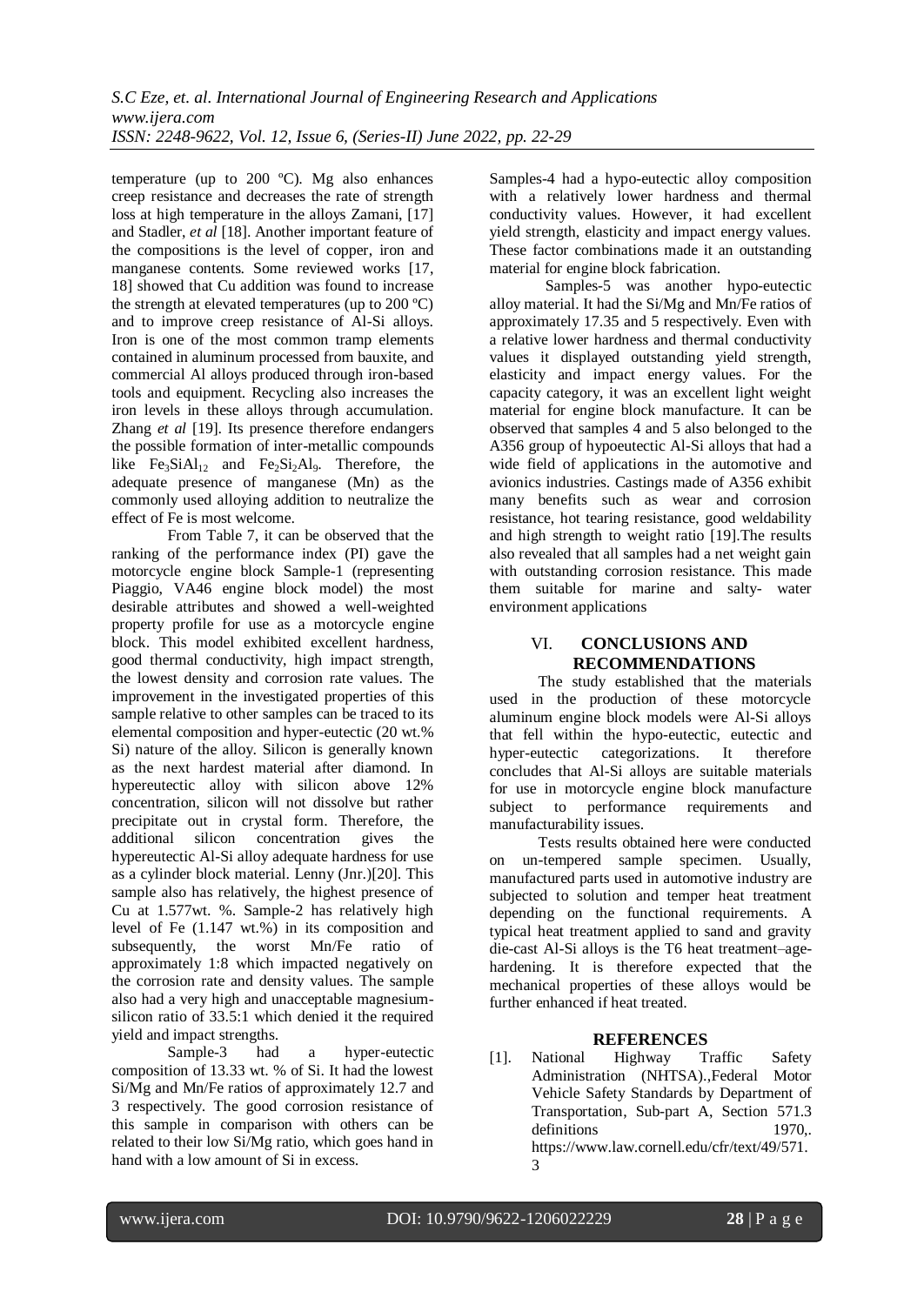temperature (up to 200 ºC). Mg also enhances creep resistance and decreases the rate of strength loss at high temperature in the alloys Zamani, [17] and Stadler, *et al* [18]. Another important feature of the compositions is the level of copper, iron and manganese contents. Some reviewed works [17, 18] showed that Cu addition was found to increase the strength at elevated temperatures (up to 200 ºC) and to improve creep resistance of Al-Si alloys. Iron is one of the most common tramp elements contained in aluminum processed from bauxite, and commercial Al alloys produced through iron-based tools and equipment. Recycling also increases the iron levels in these alloys through accumulation. Zhang *et al* [19]. Its presence therefore endangers the possible formation of inter-metallic compounds like $Fe_3SiAl_{12}$ and $Fe_2Si_2Al_9$. Therefore, the adequate presence of manganese (Mn) as the commonly used alloying addition to neutralize the effect of Fe is most welcome.

From Table 7, it can be observed that the ranking of the performance index (PI) gave the motorcycle engine block Sample-1 (representing Piaggio, VA46 engine block model) the most desirable attributes and showed a well-weighted property profile for use as a motorcycle engine block. This model exhibited excellent hardness, good thermal conductivity, high impact strength, the lowest density and corrosion rate values. The improvement in the investigated properties of this sample relative to other samples can be traced to its elemental composition and hyper-eutectic (20 wt.% Si) nature of the alloy. Silicon is generally known as the next hardest material after diamond. In hypereutectic alloy with silicon above 12% concentration, silicon will not dissolve but rather precipitate out in crystal form. Therefore, the additional silicon concentration gives the hypereutectic Al-Si alloy adequate hardness for use as a cylinder block material. Lenny (Jnr.)[20]. This sample also has relatively, the highest presence of Cu at 1.577wt. %. Sample-2 has relatively high level of Fe (1.147 wt.%) in its composition and subsequently, the worst Mn/Fe ratio of approximately 1:8 which impacted negatively on the corrosion rate and density values. The sample also had a very high and unacceptable magnesium-silicon ratio of 33.5:1 which denied it the required yield and impact strengths.

Sample-3 had a hyper-eutectic composition of 13.33 wt. % of Si. It had the lowest Si/Mg and Mn/Fe ratios of approximately 12.7 and 3 respectively. The good corrosion resistance of this sample in comparison with others can be related to their low Si/Mg ratio, which goes hand in hand with a low amount of Si in excess.

Samples-4 had a hypo-eutectic alloy composition with a relatively lower hardness and thermal conductivity values. However, it had excellent yield strength, elasticity and impact energy values. These factor combinations made it an outstanding material for engine block fabrication.

Samples-5 was another hypo-eutectic alloy material. It had the Si/Mg and Mn/Fe ratios of approximately 17.35 and 5 respectively. Even with a relative lower hardness and thermal conductivity values it displayed outstanding yield strength, elasticity and impact energy values. For the capacity category, it was an excellent light weight material for engine block manufacture. It can be observed that samples 4 and 5 also belonged to the A356 group of hypoeutectic Al-Si alloys that had a wide field of applications in the automotive and avionics industries. Castings made of A356 exhibit many benefits such as wear and corrosion resistance, hot tearing resistance, good weldability and high strength to weight ratio [19].The results also revealed that all samples had a net weight gain with outstanding corrosion resistance. This made them suitable for marine and salty- water environment applications

## VI. CONCLUSIONS AND RECOMMENDATIONS

The study established that the materials used in the production of these motorcycle aluminum engine block models were Al-Si alloys that fell within the hypo-eutectic, eutectic and hyper-eutectic categorizations. It therefore concludes that Al-Si alloys are suitable materials for use in motorcycle engine block manufacture subject to performance requirements and manufacturability issues.

Tests results obtained here were conducted on un-tempered sample specimen. Usually, manufactured parts used in automotive industry are subjected to solution and temper heat treatment depending on the functional requirements. A typical heat treatment applied to sand and gravity die-cast Al-Si alloys is the T6 heat treatment–age-hardening. It is therefore expected that the mechanical properties of these alloys would be further enhanced if heat treated.

## REFERENCES

[1]. National Highway Traffic Safety Administration (NHTSA).,Federal Motor Vehicle Safety Standards by Department of Transportation, Sub-part A, Section 571.3 definitions 1970,. https://www.law.cornell.edu/cfr/text/49/571.3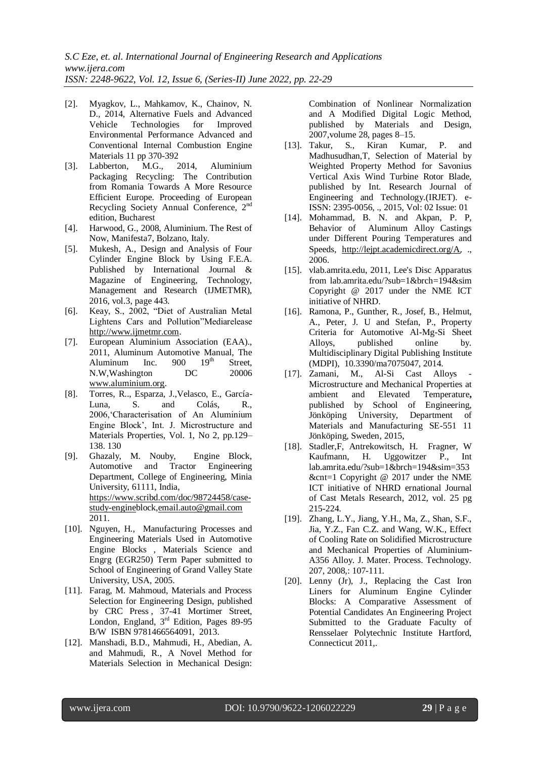[2]. Myagkov, L., Mahkamov, K., Chainov, N. D., 2014, Alternative Fuels and Advanced Vehicle Technologies for Improved Environmental Performance Advanced and Conventional Internal Combustion Engine Materials 11 pp 370-392

[3]. Labberton, M.G., 2014, Aluminium Packaging Recycling: The Contribution from Romania Towards A More Resource Efficient Europe. Proceeding of European Recycling Society Annual Conference, 2nd edition, Bucharest

[4]. Harwood, G., 2008, Aluminium. The Rest of Now, Manifesta7, Bolzano, Italy.

[5]. Mukesh, A., Design and Analysis of Four Cylinder Engine Block by Using F.E.A. Published by International Journal & Magazine of Engineering, Technology, Management and Research (IJMETMR), 2016, vol.3, page 443.

[6]. Keay, S., 2002, "Diet of Australian Metal Lightens Cars and Pollution"Mediarelease http://www.ijmetmr.com.

[7]. European Aluminium Association (EAA)., 2011, Aluminum Automotive Manual, The Aluminum Inc. 900 19th Street, N.W,Washington DC 20006 www.aluminium.org.

[8]. Torres, R.., Esparza, J.,Velasco, E., García-Luna, S. and Colás, R., 2006,'Characterisation of An Aluminium Engine Block', Int. J. Microstructure and Materials Properties, Vol. 1, No 2, pp.129–138. 130

[9]. Ghazaly, M. Nouby, Engine Block, Automotive and Tractor Engineering Department, College of Engineering, Minia University, 61111, India, https://www.scribd.com/doc/98724458/case-study-engineblock,email.auto@gmail.com 2011.

[10]. Nguyen, H., Manufacturing Processes and Engineering Materials Used in Automotive Engine Blocks , Materials Science and Engrg (EGR250) Term Paper submitted to School of Engineering of Grand Valley State University, USA, 2005.

[11]. Farag, M. Mahmoud, Materials and Process Selection for Engineering Design, published by CRC Press , 37-41 Mortimer Street, London, England, 3rd Edition, Pages 89-95 B/W ISBN 9781466564091, 2013.

[12]. Manshadi, B.D., Mahmudi, H., Abedian, A. and Mahmudi, R., A Novel Method for Materials Selection in Mechanical Design: Combination of Nonlinear Normalization and A Modified Digital Logic Method, published by Materials and Design, 2007,volume 28, pages 8–15.

[13]. Takur, S., Kiran Kumar, P. and Madhusudhan,T, Selection of Material by Weighted Property Method for Savonius Vertical Axis Wind Turbine Rotor Blade, published by Int. Research Journal of Engineering and Technology.(IRJET). e-ISSN: 2395-0056, ., 2015, Vol: 02 Issue: 01

[14]. Mohammad, B. N. and Akpan, P. P, Behavior of Aluminum Alloy Castings under Different Pouring Temperatures and Speeds, http://lejpt.academicdirect.org/A, ., 2006.

[15]. vlab.amrita.edu, 2011, Lee's Disc Apparatus from lab.amrita.edu/?sub=1&brch=194&sim Copyright @ 2017 under the NME ICT initiative of NHRD.

[16]. Ramona, P., Gunther, R., Josef, B., Helmut, A., Peter, J. U and Stefan, P., Property Criteria for Automotive Al-Mg-Si Sheet Alloys, published online by. Multidisciplinary Digital Publishing Institute (MDPI), 10.3390/ma7075047, 2014.

[17]. Zamani, M., Al-Si Cast Alloys - Microstructure and Mechanical Properties at ambient and Elevated Temperature**,** published by School of Engineering, Jönköping University, Department of Materials and Manufacturing SE-551 11 Jönköping, Sweden, 2015,

[18]. Stadler,F, Antrekowitsch, H. Fragner, W Kaufmann, H. Uggowitzer P., Int lab.amrita.edu/?sub=1&brch=194&sim=353 &cnt=1 Copyright @ 2017 under the NME ICT initiative of NHRD ernational Journal of Cast Metals Research, 2012, vol. 25 pg 215-224.

[19]. Zhang, L.Y., Jiang, Y.H., Ma, Z., Shan, S.F., Jia, Y.Z., Fan C.Z. and Wang, W.K., Effect of Cooling Rate on Solidified Microstructure and Mechanical Properties of Aluminium-A356 Alloy. J. Mater. Process. Technology. 207, 2008,: 107-111.

[20]. Lenny (Jr), J., Replacing the Cast Iron Liners for Aluminum Engine Cylinder Blocks: A Comparative Assessment of Potential Candidates An Engineering Project Submitted to the Graduate Faculty of Rensselaer Polytechnic Institute Hartford, Connecticut 2011,.